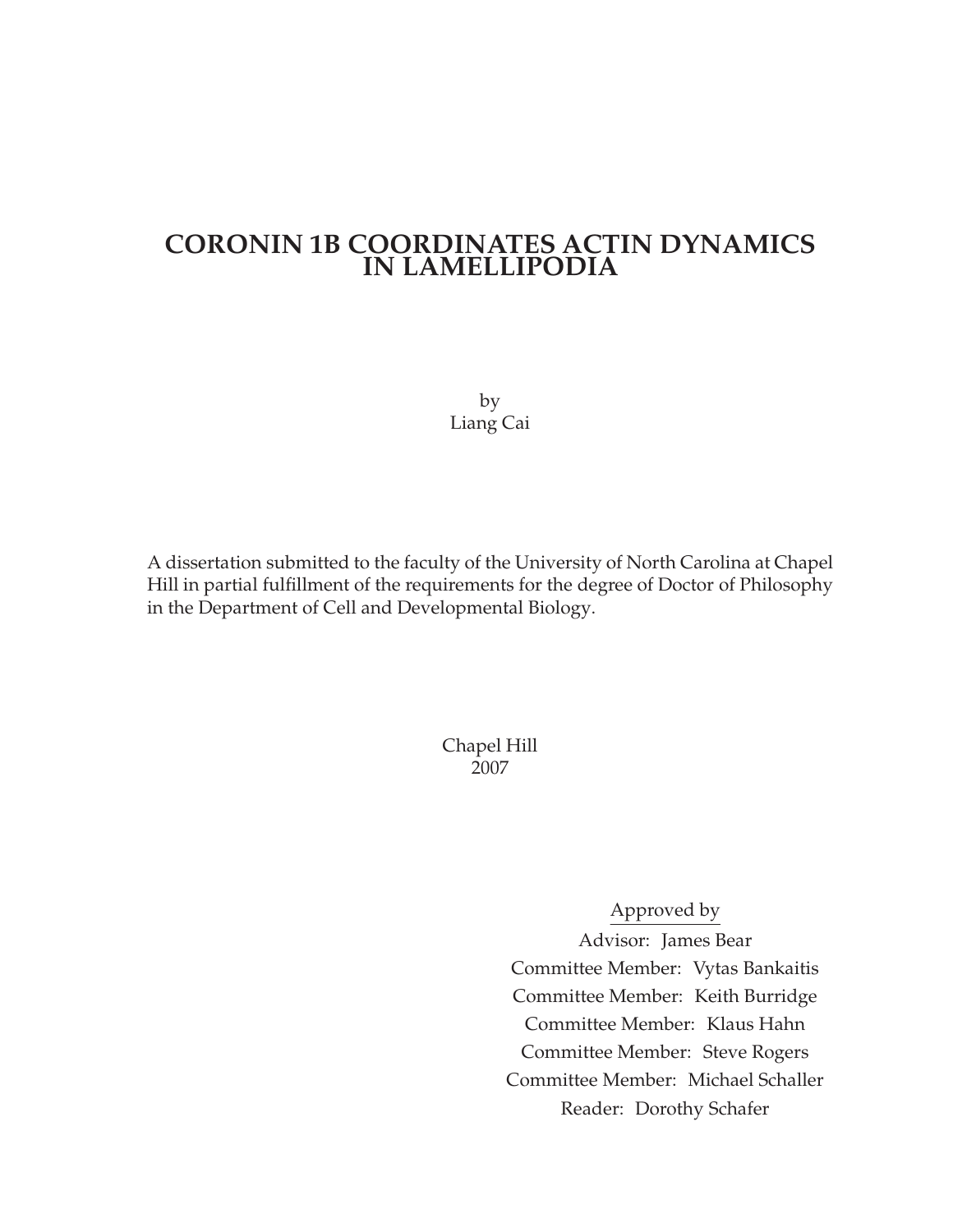# CORONIN 1B COORDINATES ACTIN DYNAMICS IN LAMELLIPODIA

by
Liang Cai

A dissertation submitted to the faculty of the University of North Carolina at Chapel Hill in partial fulfillment of the requirements for the degree of Doctor of Philosophy in the Department of Cell and Developmental Biology.

Chapel Hill
2007

Approved by

Advisor: James Bear

Committee Member: Vytas Bankaitis

Committee Member: Keith Burridge

Committee Member: Klaus Hahn

Committee Member: Steve Rogers

Committee Member: Michael Schaller

Reader: Dorothy Schafer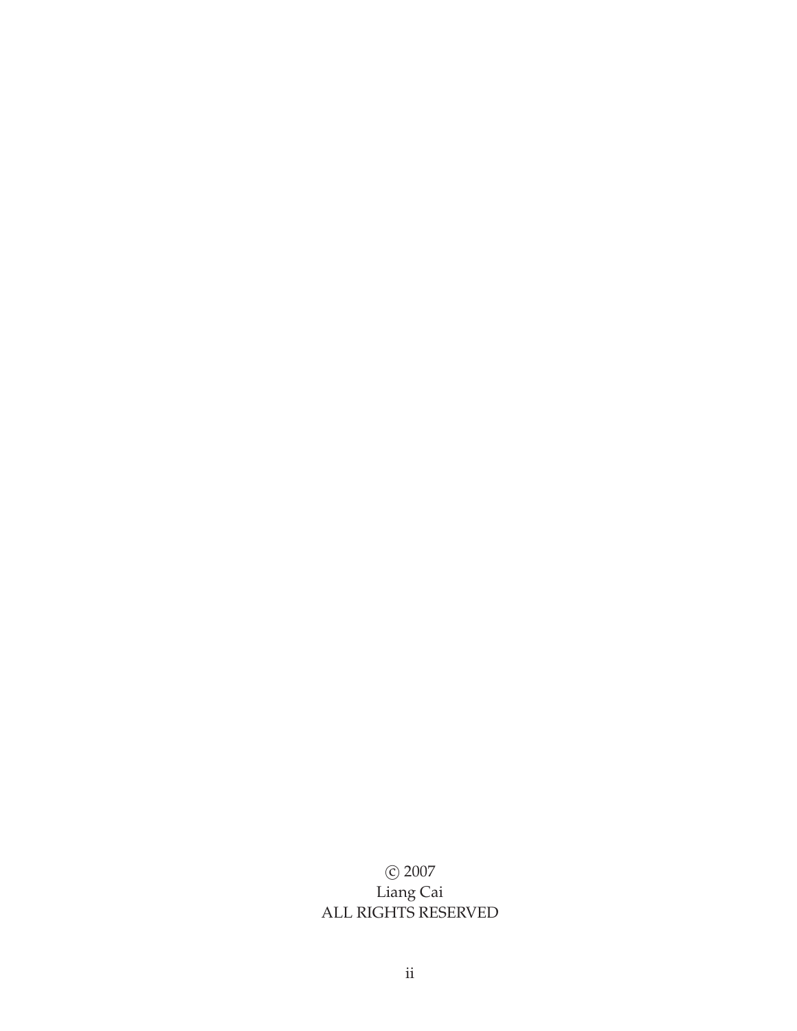© 2007
Liang Cai
ALL RIGHTS RESERVED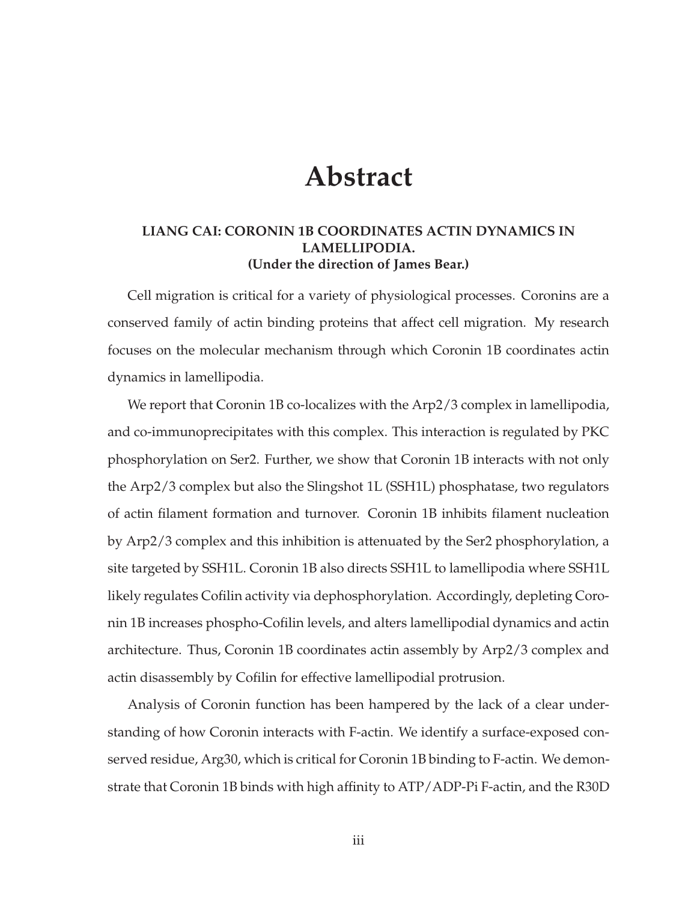# Abstract

**LIANG CAI: CORONIN 1B COORDINATES ACTIN DYNAMICS IN LAMELLIPODIA.**
**(Under the direction of James Bear.)**

Cell migration is critical for a variety of physiological processes. Coronins are a conserved family of actin binding proteins that affect cell migration. My research focuses on the molecular mechanism through which Coronin 1B coordinates actin dynamics in lamellipodia.

We report that Coronin 1B co-localizes with the Arp2/3 complex in lamellipodia, and co-immunoprecipitates with this complex. This interaction is regulated by PKC phosphorylation on Ser2. Further, we show that Coronin 1B interacts with not only the Arp2/3 complex but also the Slingshot 1L (SSH1L) phosphatase, two regulators of actin filament formation and turnover. Coronin 1B inhibits filament nucleation by Arp2/3 complex and this inhibition is attenuated by the Ser2 phosphorylation, a site targeted by SSH1L. Coronin 1B also directs SSH1L to lamellipodia where SSH1L likely regulates Cofilin activity via dephosphorylation. Accordingly, depleting Coronin 1B increases phospho-Cofilin levels, and alters lamellipodial dynamics and actin architecture. Thus, Coronin 1B coordinates actin assembly by Arp2/3 complex and actin disassembly by Cofilin for effective lamellipodial protrusion.

Analysis of Coronin function has been hampered by the lack of a clear understanding of how Coronin interacts with F-actin. We identify a surface-exposed conserved residue, Arg30, which is critical for Coronin 1B binding to F-actin. We demonstrate that Coronin 1B binds with high affinity to ATP/ADP-Pi F-actin, and the R30D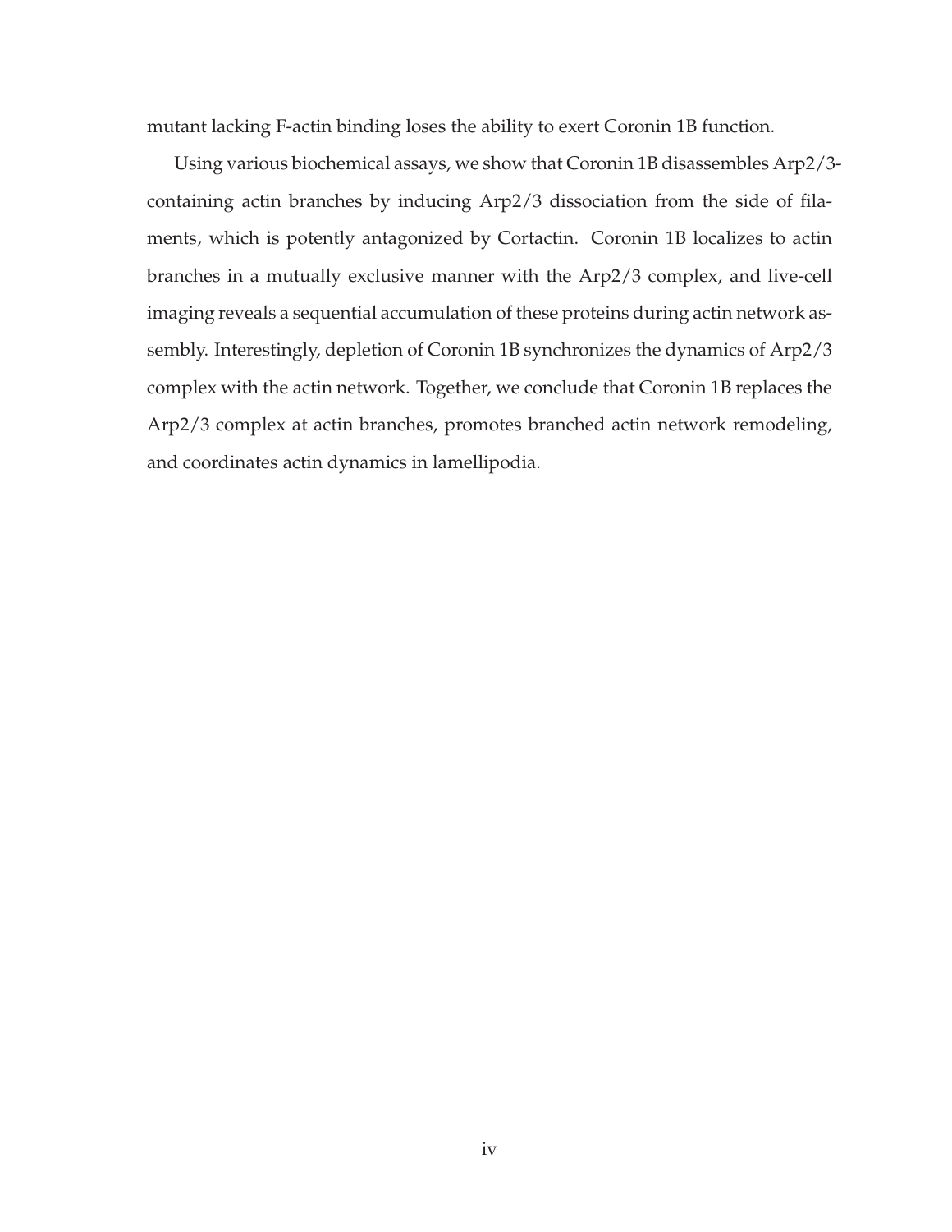mutant lacking F-actin binding loses the ability to exert Coronin 1B function.

Using various biochemical assays, we show that Coronin 1B disassembles Arp2/3-containing actin branches by inducing Arp2/3 dissociation from the side of filaments, which is potently antagonized by Cortactin. Coronin 1B localizes to actin branches in a mutually exclusive manner with the Arp2/3 complex, and live-cell imaging reveals a sequential accumulation of these proteins during actin network assembly. Interestingly, depletion of Coronin 1B synchronizes the dynamics of Arp2/3 complex with the actin network. Together, we conclude that Coronin 1B replaces the Arp2/3 complex at actin branches, promotes branched actin network remodeling, and coordinates actin dynamics in lamellipodia.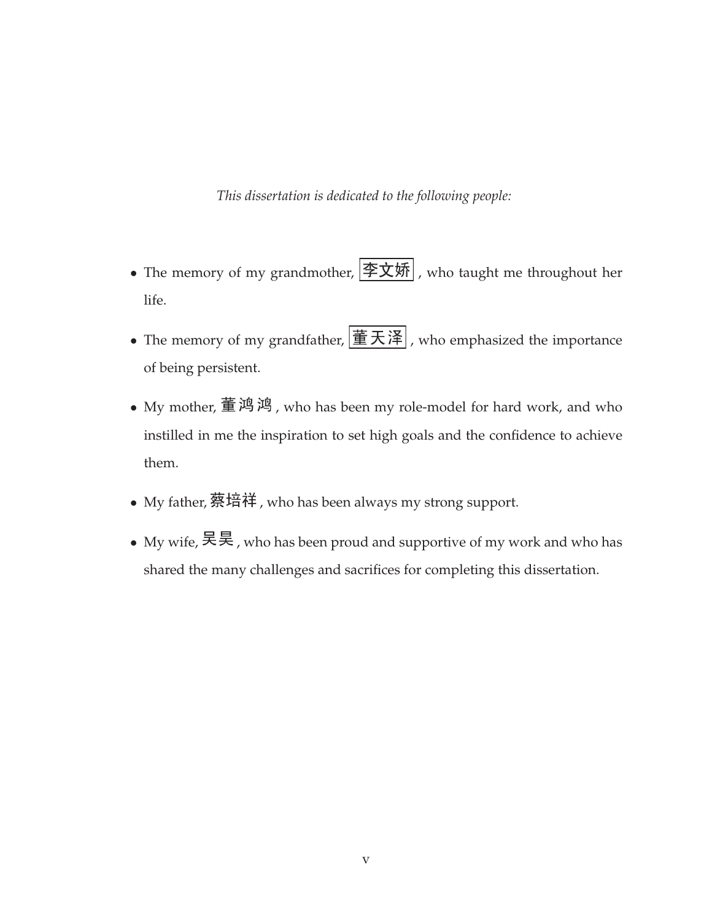*This dissertation is dedicated to the following people:*

- The memory of my grandmother, 李文娇, who taught me throughout her life.
- The memory of my grandfather, 董天泽, who emphasized the importance of being persistent.
- My mother, 董鸿鸿, who has been my role-model for hard work, and who instilled in me the inspiration to set high goals and the confidence to achieve them.
- My father, 蔡培祥, who has been always my strong support.
- My wife, 昊昊, who has been proud and supportive of my work and who has shared the many challenges and sacrifices for completing this dissertation.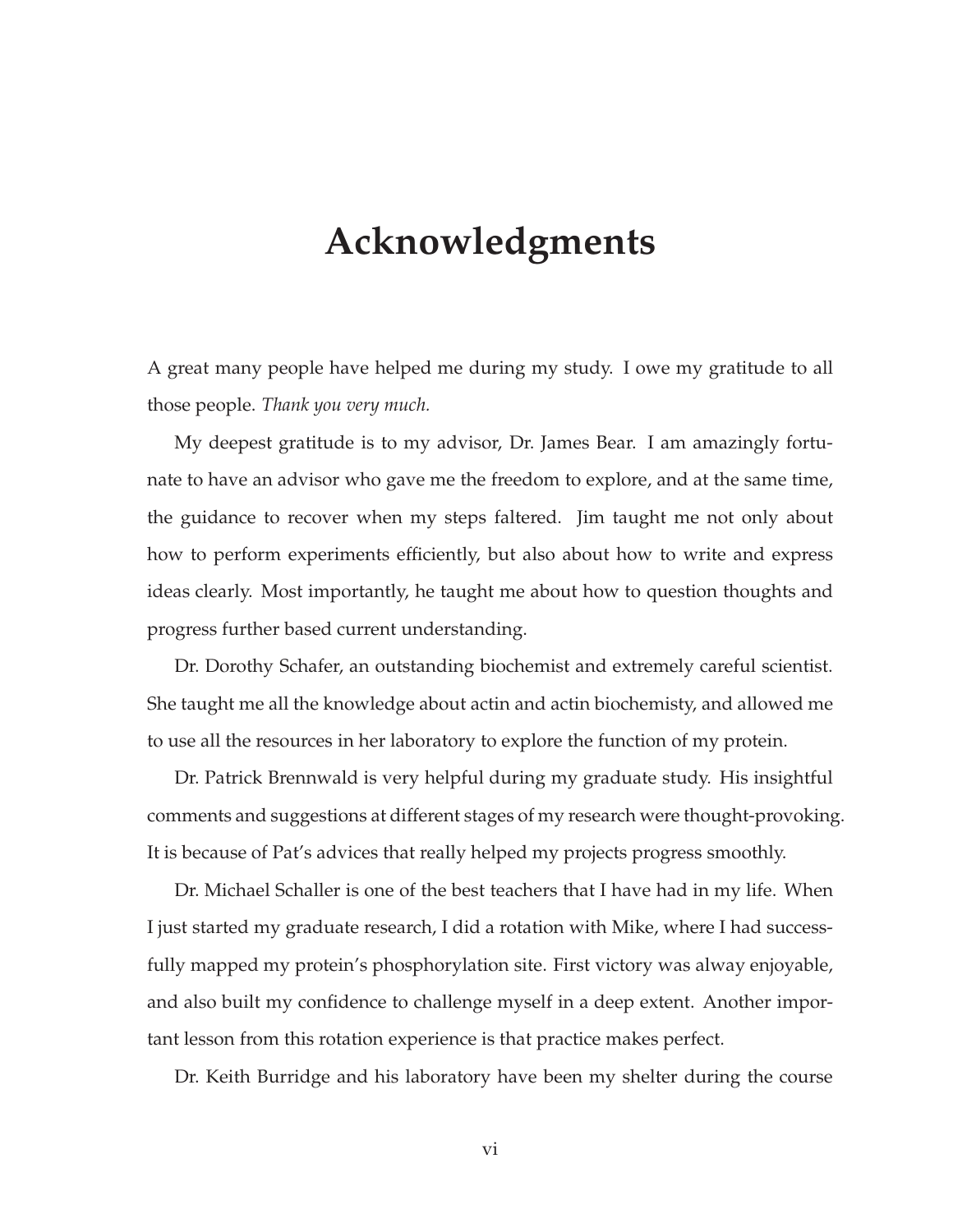# Acknowledgments

A great many people have helped me during my study. I owe my gratitude to all those people. *Thank you very much.*

My deepest gratitude is to my advisor, Dr. James Bear. I am amazingly fortunate to have an advisor who gave me the freedom to explore, and at the same time, the guidance to recover when my steps faltered. Jim taught me not only about how to perform experiments efficiently, but also about how to write and express ideas clearly. Most importantly, he taught me about how to question thoughts and progress further based current understanding.

Dr. Dorothy Schafer, an outstanding biochemist and extremely careful scientist. She taught me all the knowledge about actin and actin biochemisty, and allowed me to use all the resources in her laboratory to explore the function of my protein.

Dr. Patrick Brennwald is very helpful during my graduate study. His insightful comments and suggestions at different stages of my research were thought-provoking. It is because of Pat's advices that really helped my projects progress smoothly.

Dr. Michael Schaller is one of the best teachers that I have had in my life. When I just started my graduate research, I did a rotation with Mike, where I had successfully mapped my protein's phosphorylation site. First victory was alway enjoyable, and also built my confidence to challenge myself in a deep extent. Another important lesson from this rotation experience is that practice makes perfect.

Dr. Keith Burridge and his laboratory have been my shelter during the course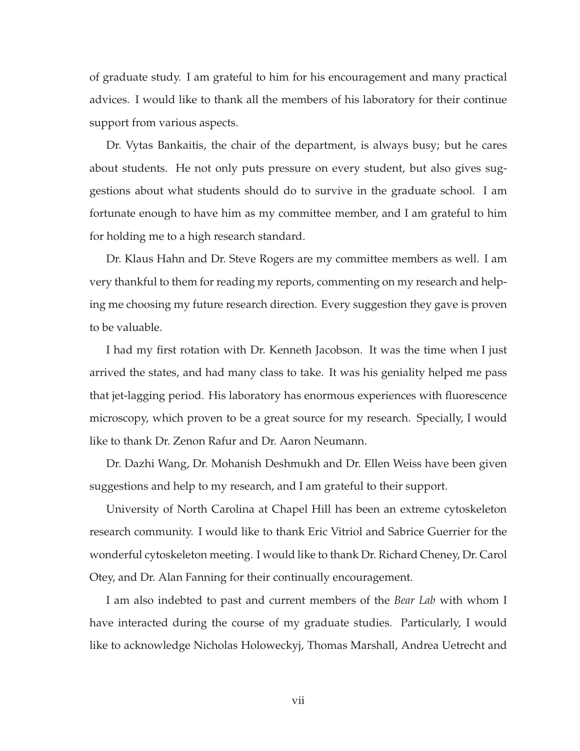of graduate study. I am grateful to him for his encouragement and many practical advices. I would like to thank all the members of his laboratory for their continue support from various aspects.

Dr. Vytas Bankaitis, the chair of the department, is always busy; but he cares about students. He not only puts pressure on every student, but also gives suggestions about what students should do to survive in the graduate school. I am fortunate enough to have him as my committee member, and I am grateful to him for holding me to a high research standard.

Dr. Klaus Hahn and Dr. Steve Rogers are my committee members as well. I am very thankful to them for reading my reports, commenting on my research and helping me choosing my future research direction. Every suggestion they gave is proven to be valuable.

I had my first rotation with Dr. Kenneth Jacobson. It was the time when I just arrived the states, and had many class to take. It was his geniality helped me pass that jet-lagging period. His laboratory has enormous experiences with fluorescence microscopy, which proven to be a great source for my research. Specially, I would like to thank Dr. Zenon Rafur and Dr. Aaron Neumann.

Dr. Dazhi Wang, Dr. Mohanish Deshmukh and Dr. Ellen Weiss have been given suggestions and help to my research, and I am grateful to their support.

University of North Carolina at Chapel Hill has been an extreme cytoskeleton research community. I would like to thank Eric Vitriol and Sabrice Guerrier for the wonderful cytoskeleton meeting. I would like to thank Dr. Richard Cheney, Dr. Carol Otey, and Dr. Alan Fanning for their continually encouragement.

I am also indebted to past and current members of the *Bear Lab* with whom I have interacted during the course of my graduate studies. Particularly, I would like to acknowledge Nicholas Holoweckyj, Thomas Marshall, Andrea Uetrecht and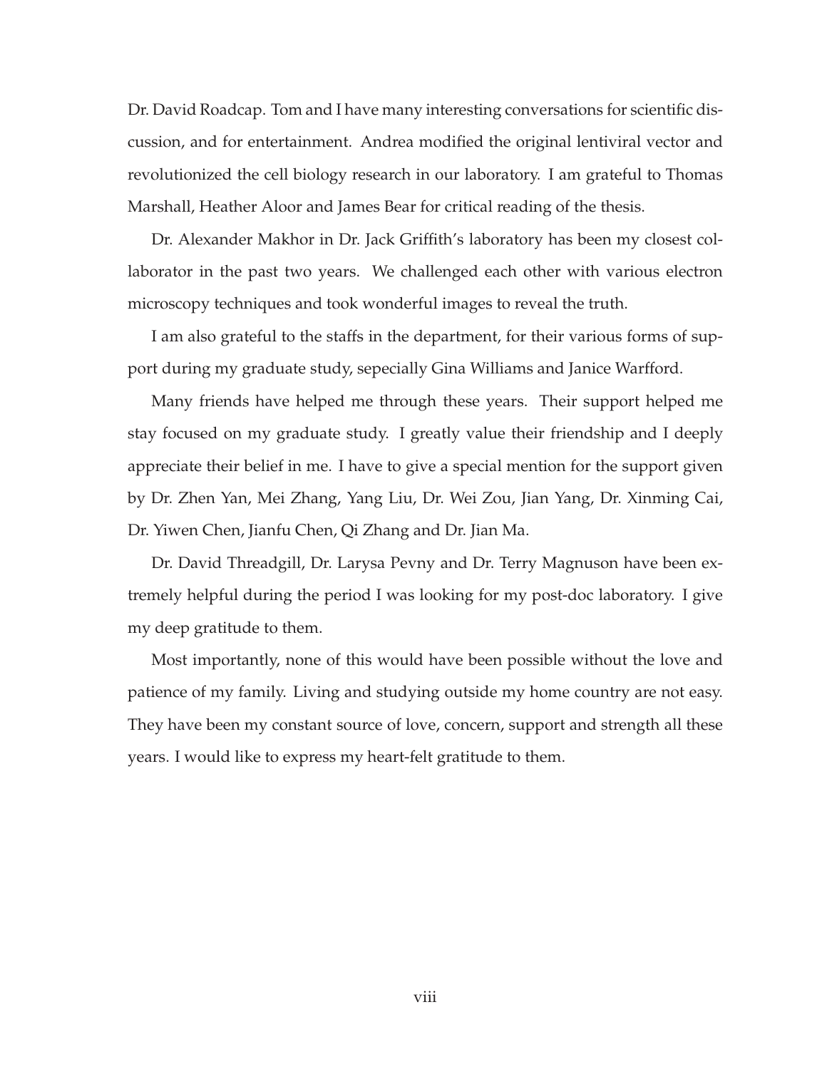Dr. David Roadcap. Tom and I have many interesting conversations for scientific discussion, and for entertainment. Andrea modified the original lentiviral vector and revolutionized the cell biology research in our laboratory. I am grateful to Thomas Marshall, Heather Aloor and James Bear for critical reading of the thesis.

Dr. Alexander Makhor in Dr. Jack Griffith's laboratory has been my closest collaborator in the past two years. We challenged each other with various electron microscopy techniques and took wonderful images to reveal the truth.

I am also grateful to the staffs in the department, for their various forms of support during my graduate study, sepecially Gina Williams and Janice Warfford.

Many friends have helped me through these years. Their support helped me stay focused on my graduate study. I greatly value their friendship and I deeply appreciate their belief in me. I have to give a special mention for the support given by Dr. Zhen Yan, Mei Zhang, Yang Liu, Dr. Wei Zou, Jian Yang, Dr. Xinming Cai, Dr. Yiwen Chen, Jianfu Chen, Qi Zhang and Dr. Jian Ma.

Dr. David Threadgill, Dr. Larysa Pevny and Dr. Terry Magnuson have been extremely helpful during the period I was looking for my post-doc laboratory. I give my deep gratitude to them.

Most importantly, none of this would have been possible without the love and patience of my family. Living and studying outside my home country are not easy. They have been my constant source of love, concern, support and strength all these years. I would like to express my heart-felt gratitude to them.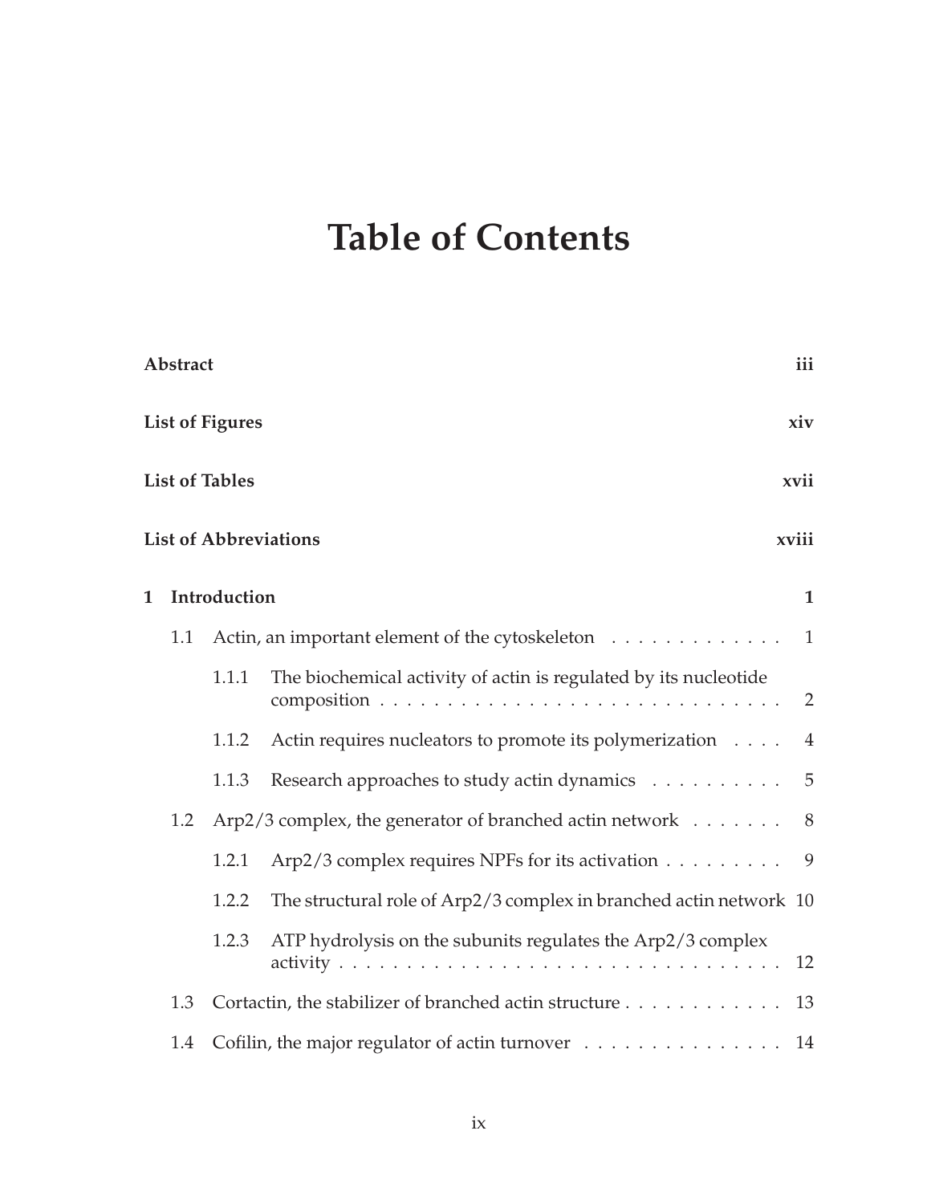# Table of Contents

**Abstract** iii

**List of Figures** xiv

**List of Tables** xvii

**List of Abbreviations** xviii

**1 Introduction** 1

- 1.1 Actin, an important element of the cytoskeleton . . . . . . . . . . . . . 1
  - 1.1.1 The biochemical activity of actin is regulated by its nucleotide composition . . . . . . . . . . . . . . . . . . . . . . . . . . . . . . 2
  - 1.1.2 Actin requires nucleators to promote its polymerization . . . . 4
  - 1.1.3 Research approaches to study actin dynamics . . . . . . . . . . 5
- 1.2 Arp2/3 complex, the generator of branched actin network . . . . . . . 8
  - 1.2.1 Arp2/3 complex requires NPFs for its activation . . . . . . . . . 9
  - 1.2.2 The structural role of Arp2/3 complex in branched actin network 10
  - 1.2.3 ATP hydrolysis on the subunits regulates the Arp2/3 complex activity . . . . . . . . . . . . . . . . . . . . . . . . . . . . . . . . . 12
- 1.3 Cortactin, the stabilizer of branched actin structure . . . . . . . . . . . . 13
- 1.4 Cofilin, the major regulator of actin turnover . . . . . . . . . . . . . . . 14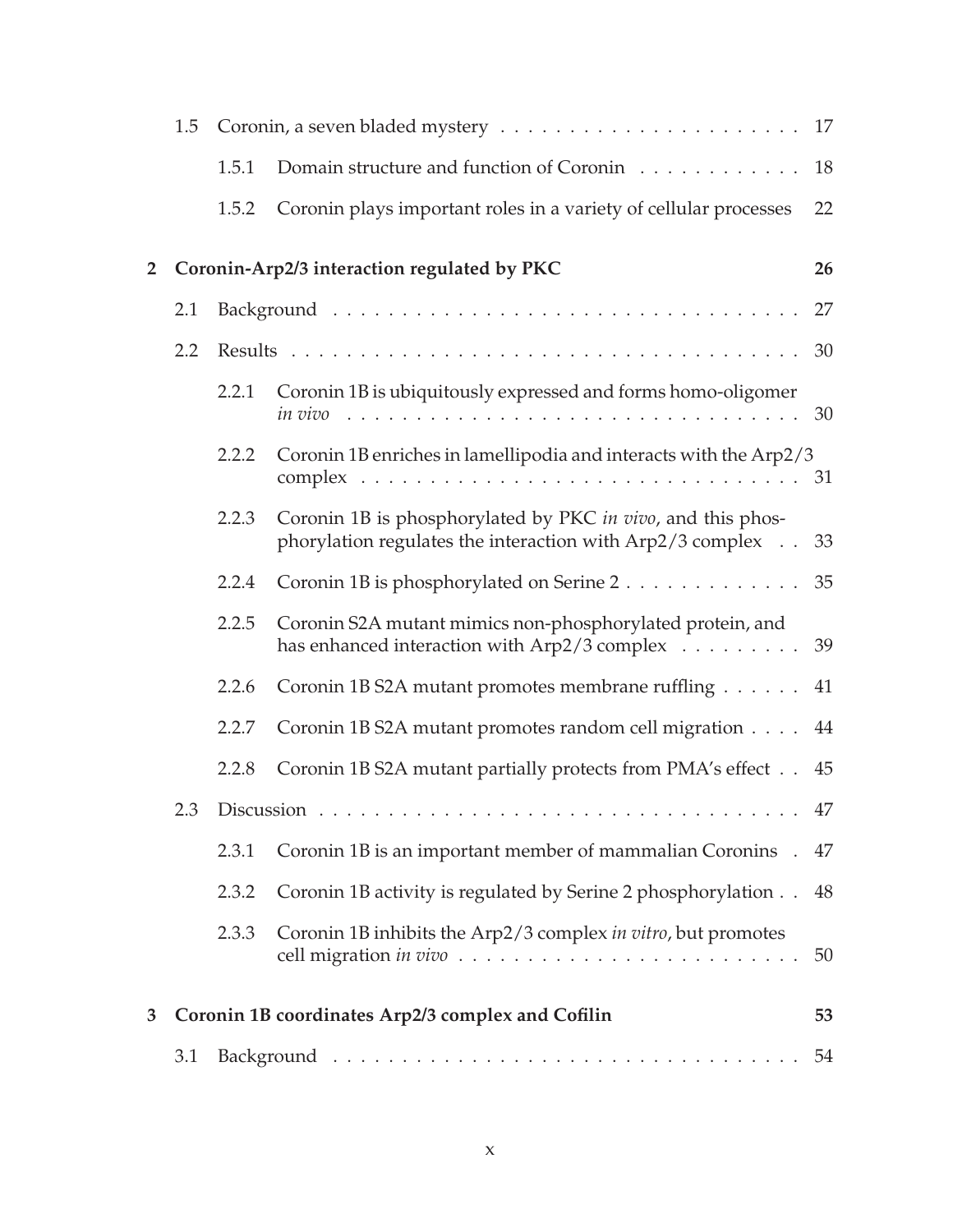- 1.5 Coronin, a seven bladed mystery . . . . . 17
  - 1.5.1 Domain structure and function of Coronin . . . . . 18
  - 1.5.2 Coronin plays important roles in a variety of cellular processes 22

**2 Coronin-Arp2/3 interaction regulated by PKC** **26**

- 2.1 Background . . . . . 27
- 2.2 Results . . . . . 30
  - 2.2.1 Coronin 1B is ubiquitously expressed and forms homo-oligomer *in vivo* . . . . . 30
  - 2.2.2 Coronin 1B enriches in lamellipodia and interacts with the Arp2/3 complex . . . . . 31
  - 2.2.3 Coronin 1B is phosphorylated by PKC *in vivo*, and this phosphorylation regulates the interaction with Arp2/3 complex . . 33
  - 2.2.4 Coronin 1B is phosphorylated on Serine 2 . . . . . 35
  - 2.2.5 Coronin S2A mutant mimics non-phosphorylated protein, and has enhanced interaction with Arp2/3 complex . . . . . 39
  - 2.2.6 Coronin 1B S2A mutant promotes membrane ruffling . . . . . 41
  - 2.2.7 Coronin 1B S2A mutant promotes random cell migration . . . . 44
  - 2.2.8 Coronin 1B S2A mutant partially protects from PMA's effect . . 45
- 2.3 Discussion . . . . . 47
  - 2.3.1 Coronin 1B is an important member of mammalian Coronins . 47
  - 2.3.2 Coronin 1B activity is regulated by Serine 2 phosphorylation . . 48
  - 2.3.3 Coronin 1B inhibits the Arp2/3 complex *in vitro*, but promotes cell migration *in vivo* . . . . . 50

**3 Coronin 1B coordinates Arp2/3 complex and Cofilin** **53**

- 3.1 Background . . . . . 54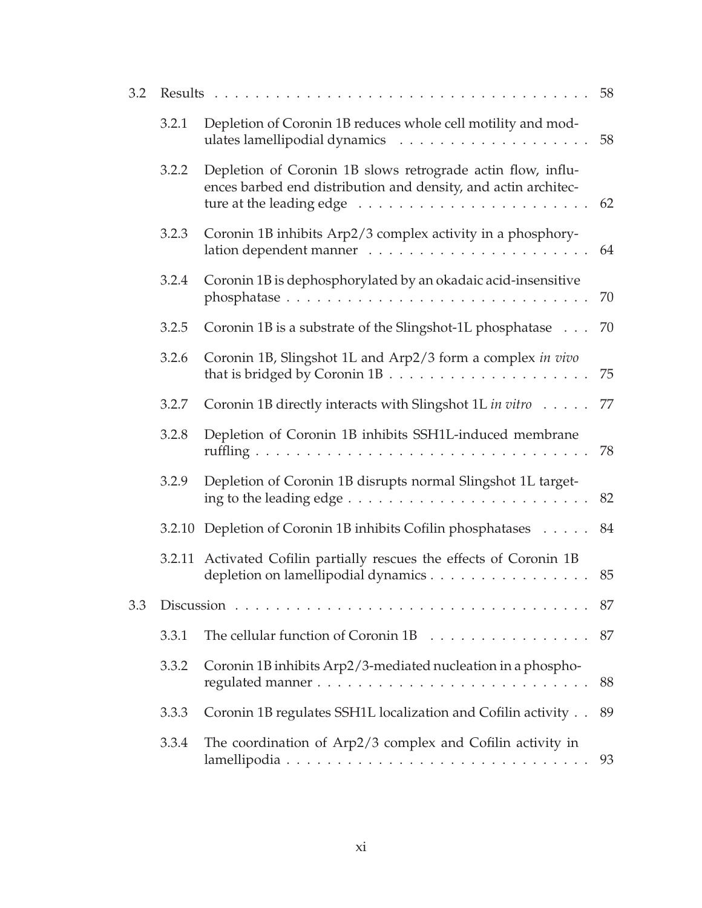3.2 Results . . . . . . . . . . . . . . . . . . . . . . . . . . . . . . . . . . . . 58

- 3.2.1 Depletion of Coronin 1B reduces whole cell motility and modulates lamellipodial dynamics . . . . . . . . . . . . . . . . . . . . 58
- 3.2.2 Depletion of Coronin 1B slows retrograde actin flow, influences barbed end distribution and density, and actin architecture at the leading edge . . . . . . . . . . . . . . . . . . . . . . . 62
- 3.2.3 Coronin 1B inhibits Arp2/3 complex activity in a phosphorylation dependent manner . . . . . . . . . . . . . . . . . . . . . . . 64
- 3.2.4 Coronin 1B is dephosphorylated by an okadaic acid-insensitive phosphatase . . . . . . . . . . . . . . . . . . . . . . . . . . . . . 70
- 3.2.5 Coronin 1B is a substrate of the Slingshot-1L phosphatase . . . 70
- 3.2.6 Coronin 1B, Slingshot 1L and Arp2/3 form a complex *in vivo* that is bridged by Coronin 1B . . . . . . . . . . . . . . . . . . . . 75
- 3.2.7 Coronin 1B directly interacts with Slingshot 1L *in vitro* . . . . . 77
- 3.2.8 Depletion of Coronin 1B inhibits SSH1L-induced membrane ruffling . . . . . . . . . . . . . . . . . . . . . . . . . . . . . . . . . 78
- 3.2.9 Depletion of Coronin 1B disrupts normal Slingshot 1L targeting to the leading edge . . . . . . . . . . . . . . . . . . . . . . . . 82
- 3.2.10 Depletion of Coronin 1B inhibits Cofilin phosphatases . . . . . 84
- 3.2.11 Activated Cofilin partially rescues the effects of Coronin 1B depletion on lamellipodial dynamics . . . . . . . . . . . . . . . . 85

3.3 Discussion . . . . . . . . . . . . . . . . . . . . . . . . . . . . . . . . . 87

- 3.3.1 The cellular function of Coronin 1B . . . . . . . . . . . . . . . . 87
- 3.3.2 Coronin 1B inhibits Arp2/3-mediated nucleation in a phosphoregulated manner . . . . . . . . . . . . . . . . . . . . . . . . . . . 88
- 3.3.3 Coronin 1B regulates SSH1L localization and Cofilin activity . . 89
- 3.3.4 The coordination of Arp2/3 complex and Cofilin activity in lamellipodia . . . . . . . . . . . . . . . . . . . . . . . . . . . . . . 93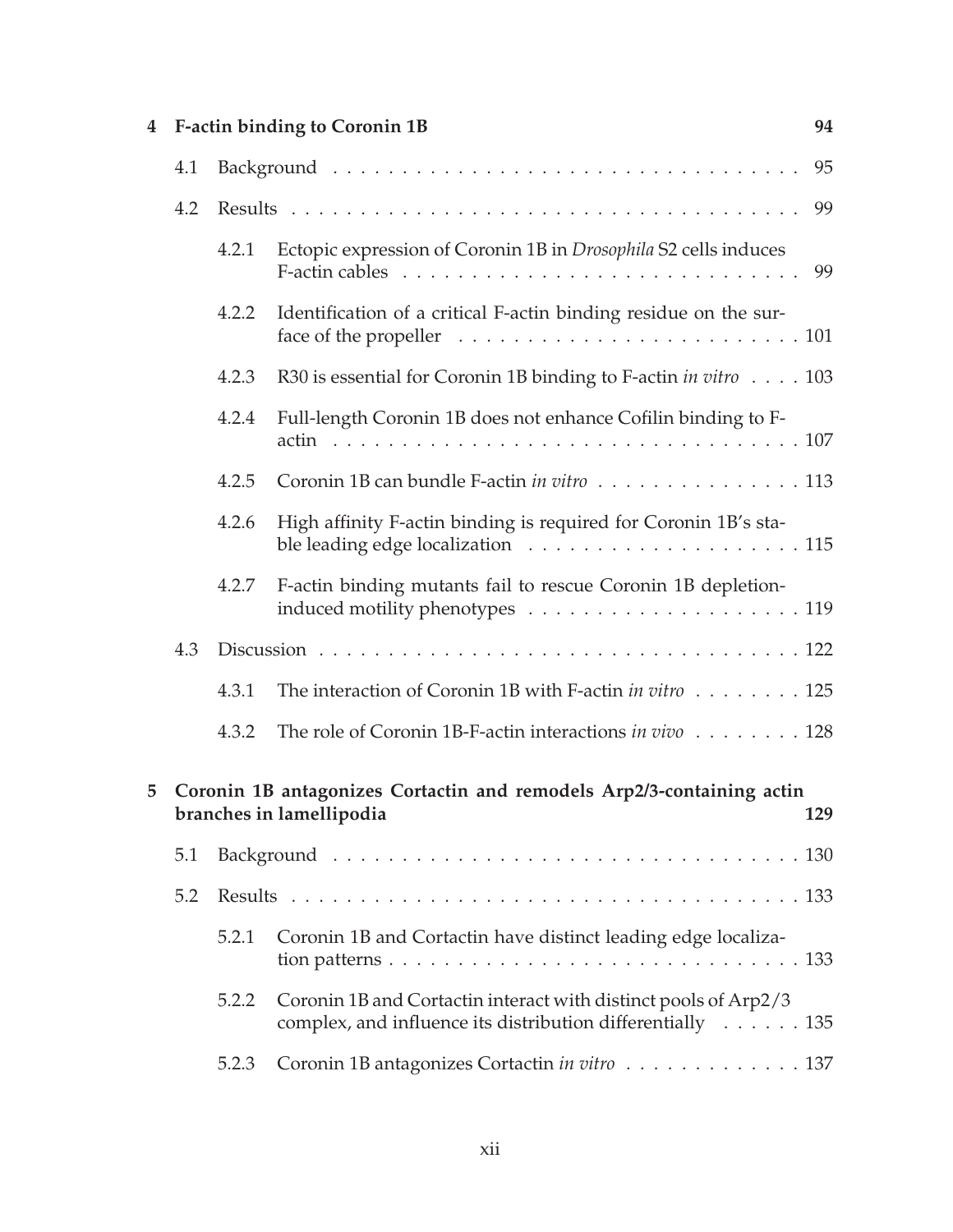**4 F-actin binding to Coronin 1B** **94**

- 4.1 Background . . . . . . . . . . . . . . . . . . . . . . . . . . . . . . . . . . 95
- 4.2 Results . . . . . . . . . . . . . . . . . . . . . . . . . . . . . . . . . . . . 99
  - 4.2.1 Ectopic expression of Coronin 1B in *Drosophila* S2 cells induces F-actin cables . . . . . . . . . . . . . . . . . . . . . . . . . . . . 99
  - 4.2.2 Identification of a critical F-actin binding residue on the surface of the propeller . . . . . . . . . . . . . . . . . . . . . . . . 101
  - 4.2.3 R30 is essential for Coronin 1B binding to F-actin *in vitro* . . . . 103
  - 4.2.4 Full-length Coronin 1B does not enhance Cofilin binding to F-actin . . . . . . . . . . . . . . . . . . . . . . . . . . . . . . . . . 107
  - 4.2.5 Coronin 1B can bundle F-actin *in vitro* . . . . . . . . . . . . . . . 113
  - 4.2.6 High affinity F-actin binding is required for Coronin 1B's stable leading edge localization . . . . . . . . . . . . . . . . . . . . 115
  - 4.2.7 F-actin binding mutants fail to rescue Coronin 1B depletion-induced motility phenotypes . . . . . . . . . . . . . . . . . . . . 119
- 4.3 Discussion . . . . . . . . . . . . . . . . . . . . . . . . . . . . . . . . . . 122
  - 4.3.1 The interaction of Coronin 1B with F-actin *in vitro* . . . . . . . . 125
  - 4.3.2 The role of Coronin 1B-F-actin interactions *in vivo* . . . . . . . . 128

**5 Coronin 1B antagonizes Cortactin and remodels Arp2/3-containing actin branches in lamellipodia** **129**

- 5.1 Background . . . . . . . . . . . . . . . . . . . . . . . . . . . . . . . . . . 130
- 5.2 Results . . . . . . . . . . . . . . . . . . . . . . . . . . . . . . . . . . . . 133
  - 5.2.1 Coronin 1B and Cortactin have distinct leading edge localization patterns . . . . . . . . . . . . . . . . . . . . . . . . . . . . . . 133
  - 5.2.2 Coronin 1B and Cortactin interact with distinct pools of Arp2/3 complex, and influence its distribution differentially . . . . . . 135
  - 5.2.3 Coronin 1B antagonizes Cortactin *in vitro* . . . . . . . . . . . . . 137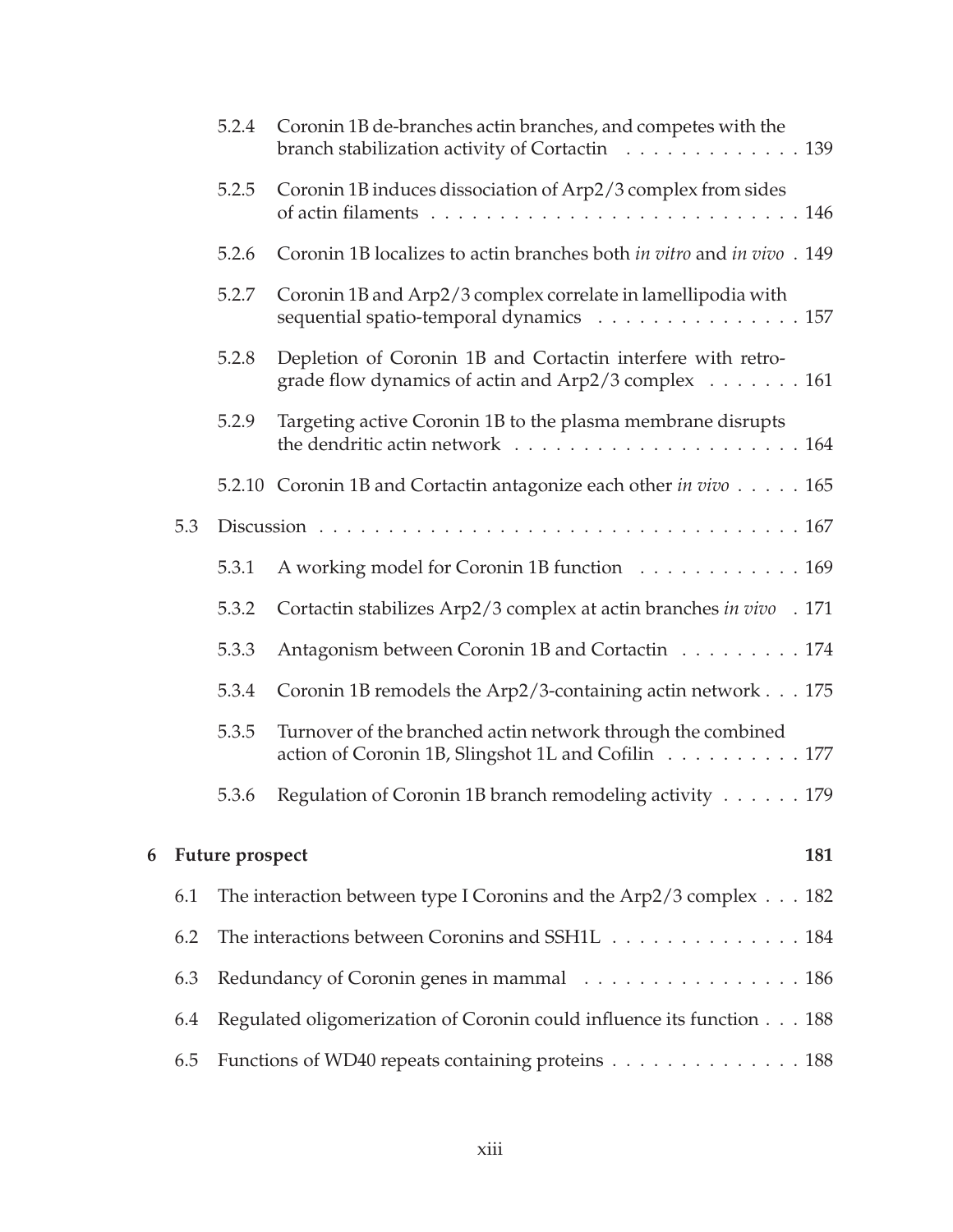5.2.4 Coronin 1B de-branches actin branches, and competes with the branch stabilization activity of Cortactin . . . . . . . . . . . . . 139

5.2.5 Coronin 1B induces dissociation of Arp2/3 complex from sides of actin filaments . . . . . . . . . . . . . . . . . . . . . . . . . . . 146

5.2.6 Coronin 1B localizes to actin branches both *in vitro* and *in vivo* . 149

5.2.7 Coronin 1B and Arp2/3 complex correlate in lamellipodia with sequential spatio-temporal dynamics . . . . . . . . . . . . . . . 157

5.2.8 Depletion of Coronin 1B and Cortactin interfere with retrograde flow dynamics of actin and Arp2/3 complex . . . . . . . 161

5.2.9 Targeting active Coronin 1B to the plasma membrane disrupts the dendritic actin network . . . . . . . . . . . . . . . . . . . . . 164

5.2.10 Coronin 1B and Cortactin antagonize each other *in vivo* . . . . . 165

5.3 Discussion . . . . . . . . . . . . . . . . . . . . . . . . . . . . . . . . . . . 167

5.3.1 A working model for Coronin 1B function . . . . . . . . . . . . 169

5.3.2 Cortactin stabilizes Arp2/3 complex at actin branches *in vivo* . 171

5.3.3 Antagonism between Coronin 1B and Cortactin . . . . . . . . . 174

5.3.4 Coronin 1B remodels the Arp2/3-containing actin network . . . 175

5.3.5 Turnover of the branched actin network through the combined action of Coronin 1B, Slingshot 1L and Cofilin . . . . . . . . . . 177

5.3.6 Regulation of Coronin 1B branch remodeling activity . . . . . . 179

**6 Future prospect** **181**

6.1 The interaction between type I Coronins and the Arp2/3 complex . . . 182

6.2 The interactions between Coronins and SSH1L . . . . . . . . . . . . . . 184

6.3 Redundancy of Coronin genes in mammal . . . . . . . . . . . . . . . . 186

6.4 Regulated oligomerization of Coronin could influence its function . . . 188

6.5 Functions of WD40 repeats containing proteins . . . . . . . . . . . . . . 188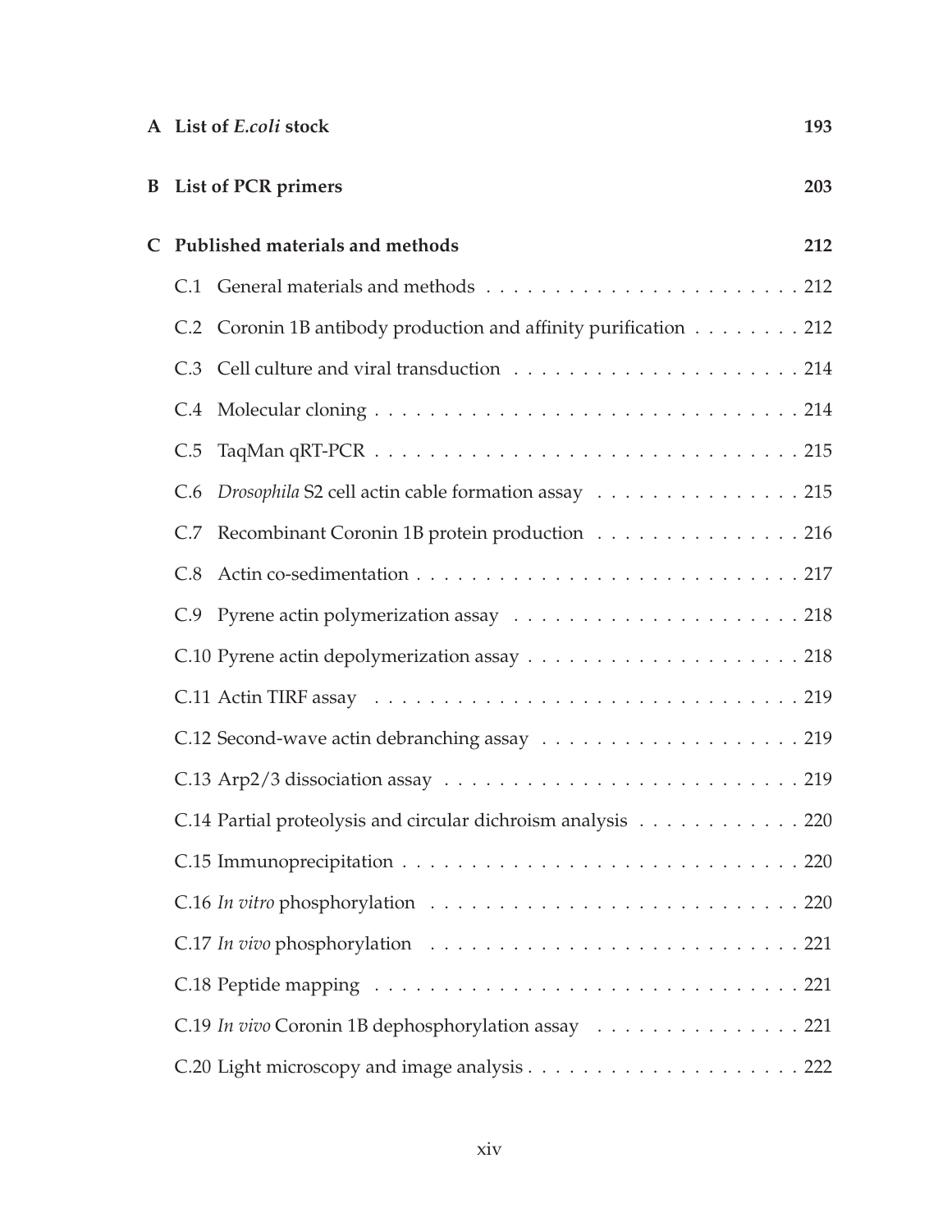**A List of *E.coli* stock** 193

**B List of PCR primers** 203

**C Published materials and methods** 212

- C.1 General materials and methods . . . . . . . . . . . . . . . . . . . . . . . 212
- C.2 Coronin 1B antibody production and affinity purification . . . . . . . . 212
- C.3 Cell culture and viral transduction . . . . . . . . . . . . . . . . . . . . . 214
- C.4 Molecular cloning . . . . . . . . . . . . . . . . . . . . . . . . . . . . . . 214
- C.5 TaqMan qRT-PCR . . . . . . . . . . . . . . . . . . . . . . . . . . . . . . 215
- C.6 *Drosophila* S2 cell actin cable formation assay . . . . . . . . . . . . . . . 215
- C.7 Recombinant Coronin 1B protein production . . . . . . . . . . . . . . . 216
- C.8 Actin co-sedimentation . . . . . . . . . . . . . . . . . . . . . . . . . . . 217
- C.9 Pyrene actin polymerization assay . . . . . . . . . . . . . . . . . . . . . 218
- C.10 Pyrene actin depolymerization assay . . . . . . . . . . . . . . . . . . . 218
- C.11 Actin TIRF assay . . . . . . . . . . . . . . . . . . . . . . . . . . . . . . 219
- C.12 Second-wave actin debranching assay . . . . . . . . . . . . . . . . . . . 219
- C.13 Arp2/3 dissociation assay . . . . . . . . . . . . . . . . . . . . . . . . . 219
- C.14 Partial proteolysis and circular dichroism analysis . . . . . . . . . . . . 220
- C.15 Immunoprecipitation . . . . . . . . . . . . . . . . . . . . . . . . . . . . 220
- C.16 *In vitro* phosphorylation . . . . . . . . . . . . . . . . . . . . . . . . . . 220
- C.17 *In vivo* phosphorylation . . . . . . . . . . . . . . . . . . . . . . . . . . 221
- C.18 Peptide mapping . . . . . . . . . . . . . . . . . . . . . . . . . . . . . . 221
- C.19 *In vivo* Coronin 1B dephosphorylation assay . . . . . . . . . . . . . . . 221
- C.20 Light microscopy and image analysis . . . . . . . . . . . . . . . . . . . 222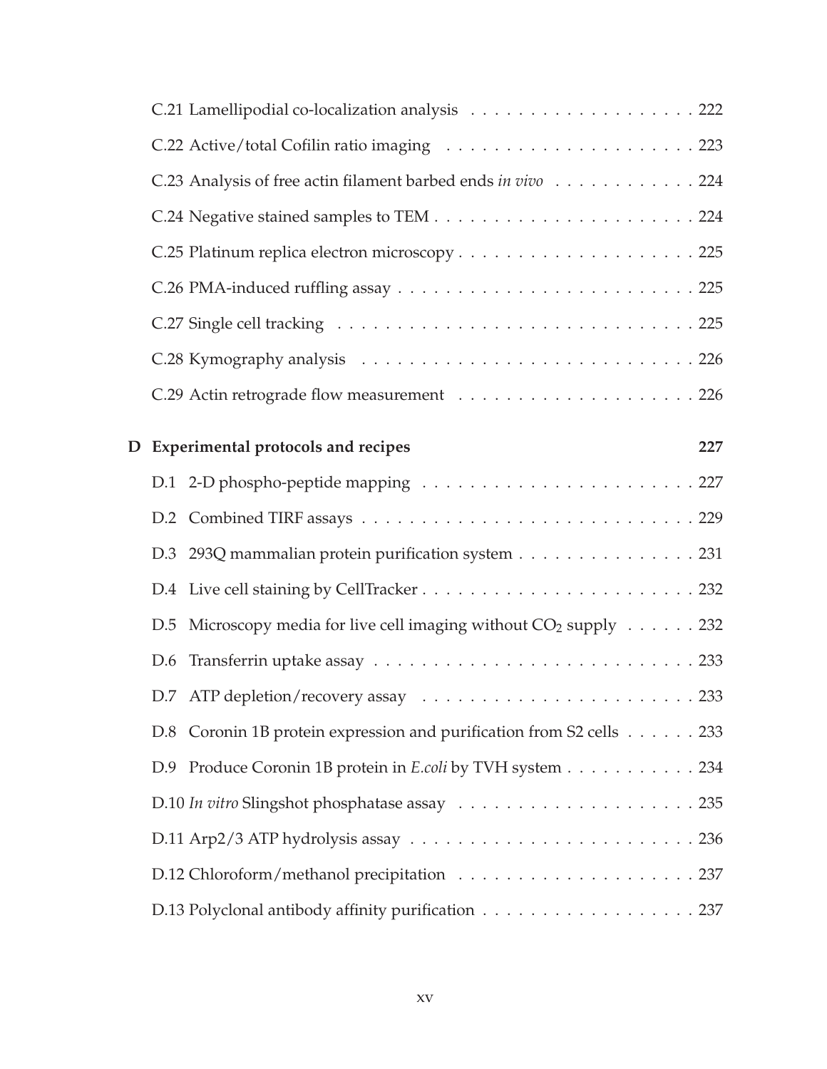C.21 Lamellipodial co-localization analysis . . . . . . . . . . . . . . . . . . . 222

C.22 Active/total Cofilin ratio imaging . . . . . . . . . . . . . . . . . . . . . 223

C.23 Analysis of free actin filament barbed ends *in vivo* . . . . . . . . . . . . 224

C.24 Negative stained samples to TEM . . . . . . . . . . . . . . . . . . . . . . 224

C.25 Platinum replica electron microscopy . . . . . . . . . . . . . . . . . . . . 225

C.26 PMA-induced ruffling assay . . . . . . . . . . . . . . . . . . . . . . . . . 225

C.27 Single cell tracking . . . . . . . . . . . . . . . . . . . . . . . . . . . . . 225

C.28 Kymography analysis . . . . . . . . . . . . . . . . . . . . . . . . . . . . 226

C.29 Actin retrograde flow measurement . . . . . . . . . . . . . . . . . . . . . 226

**D Experimental protocols and recipes** **227**

D.1 2-D phospho-peptide mapping . . . . . . . . . . . . . . . . . . . . . . . . 227

D.2 Combined TIRF assays . . . . . . . . . . . . . . . . . . . . . . . . . . . . 229

D.3 293Q mammalian protein purification system . . . . . . . . . . . . . . . 231

D.4 Live cell staining by CellTracker . . . . . . . . . . . . . . . . . . . . . . . 232

D.5 Microscopy media for live cell imaging without $CO_2$ supply . . . . . . 232

D.6 Transferrin uptake assay . . . . . . . . . . . . . . . . . . . . . . . . . . . 233

D.7 ATP depletion/recovery assay . . . . . . . . . . . . . . . . . . . . . . . . 233

D.8 Coronin 1B protein expression and purification from S2 cells . . . . . . 233

D.9 Produce Coronin 1B protein in *E.coli* by TVH system . . . . . . . . . . . 234

D.10 *In vitro* Slingshot phosphatase assay . . . . . . . . . . . . . . . . . . . . 235

D.11 Arp2/3 ATP hydrolysis assay . . . . . . . . . . . . . . . . . . . . . . . . . 236

D.12 Chloroform/methanol precipitation . . . . . . . . . . . . . . . . . . . . . 237

D.13 Polyclonal antibody affinity purification . . . . . . . . . . . . . . . . . . 237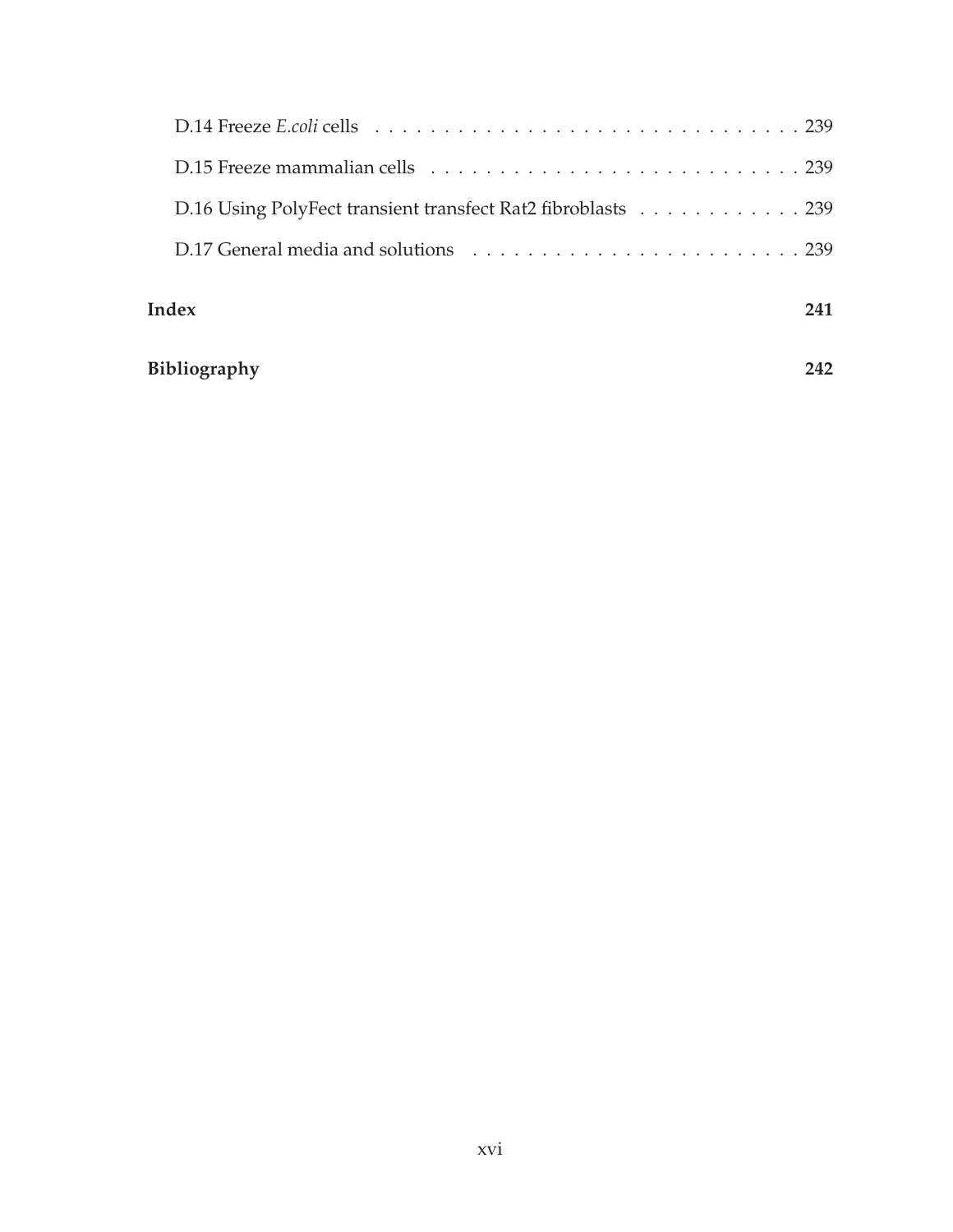D.14 Freeze *E.coli* cells . . . . . . . . . . . . . . . . . . . . . . . . . . . . . . . 239

D.15 Freeze mammalian cells . . . . . . . . . . . . . . . . . . . . . . . . . . . . 239

D.16 Using PolyFect transient transfect Rat2 fibroblasts . . . . . . . . . . . . 239

D.17 General media and solutions . . . . . . . . . . . . . . . . . . . . . . . . 239

**Index** **241**

**Bibliography** **242**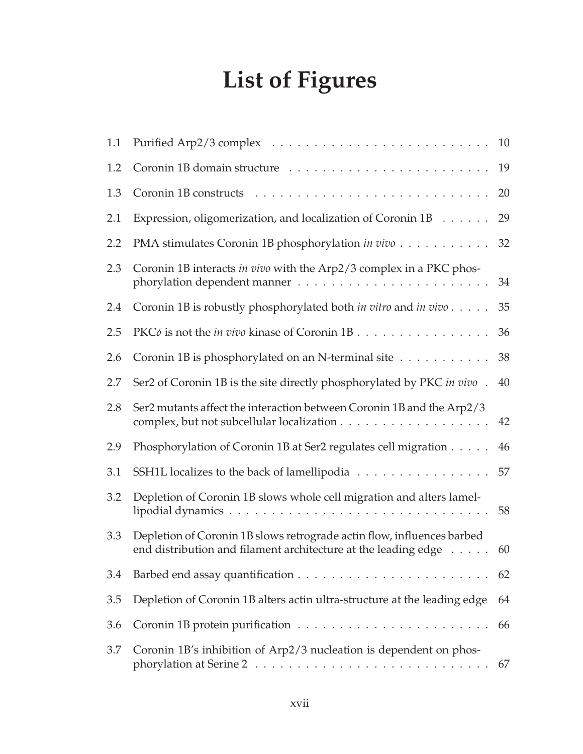# List of Figures

| | | |
|---|---|---|
| 1.1 | Purified Arp2/3 complex | 10 |
| 1.2 | Coronin 1B domain structure | 19 |
| 1.3 | Coronin 1B constructs | 20 |
| 2.1 | Expression, oligomerization, and localization of Coronin 1B | 29 |
| 2.2 | PMA stimulates Coronin 1B phosphorylation *in vivo* | 32 |
| 2.3 | Coronin 1B interacts *in vivo* with the Arp2/3 complex in a PKC phosphorylation dependent manner | 34 |
| 2.4 | Coronin 1B is robustly phosphorylated both *in vitro* and *in vivo* | 35 |
| 2.5 | PKC$\delta$ is not the *in vivo* kinase of Coronin 1B | 36 |
| 2.6 | Coronin 1B is phosphorylated on an N-terminal site | 38 |
| 2.7 | Ser2 of Coronin 1B is the site directly phosphorylated by PKC *in vivo* | 40 |
| 2.8 | Ser2 mutants affect the interaction between Coronin 1B and the Arp2/3 complex, but not subcellular localization | 42 |
| 2.9 | Phosphorylation of Coronin 1B at Ser2 regulates cell migration | 46 |
| 3.1 | SSH1L localizes to the back of lamellipodia | 57 |
| 3.2 | Depletion of Coronin 1B slows whole cell migration and alters lamellipodial dynamics | 58 |
| 3.3 | Depletion of Coronin 1B slows retrograde actin flow, influences barbed end distribution and filament architecture at the leading edge | 60 |
| 3.4 | Barbed end assay quantification | 62 |
| 3.5 | Depletion of Coronin 1B alters actin ultra-structure at the leading edge | 64 |
| 3.6 | Coronin 1B protein purification | 66 |
| 3.7 | Coronin 1B's inhibition of Arp2/3 nucleation is dependent on phosphorylation at Serine 2 | 67 |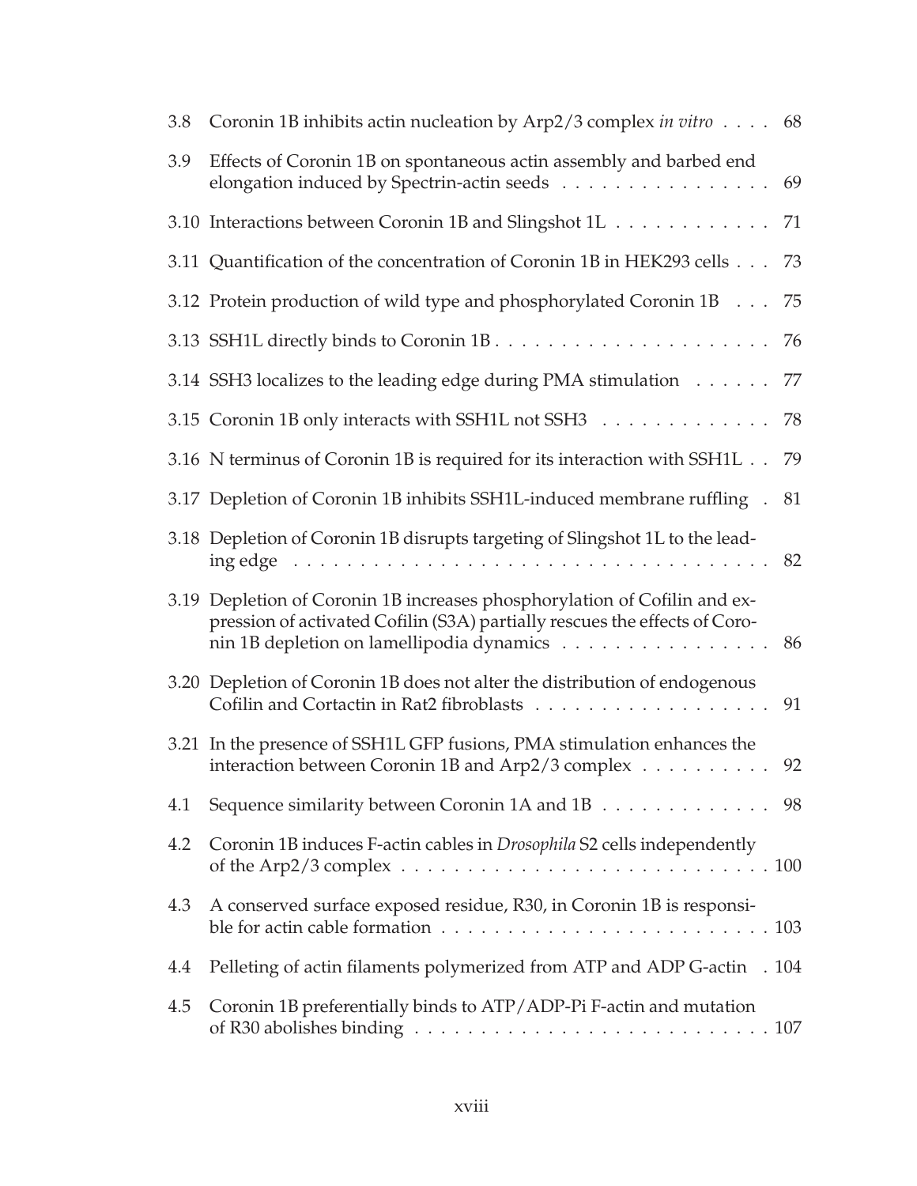3.8 Coronin 1B inhibits actin nucleation by Arp2/3 complex *in vitro* . . . . 68

3.9 Effects of Coronin 1B on spontaneous actin assembly and barbed end elongation induced by Spectrin-actin seeds . . . . . . . . . . . . . . . . 69

3.10 Interactions between Coronin 1B and Slingshot 1L . . . . . . . . . . . . 71

3.11 Quantification of the concentration of Coronin 1B in HEK293 cells . . . 73

3.12 Protein production of wild type and phosphorylated Coronin 1B . . . 75

3.13 SSH1L directly binds to Coronin 1B . . . . . . . . . . . . . . . . . . . . . 76

3.14 SSH3 localizes to the leading edge during PMA stimulation . . . . . . 77

3.15 Coronin 1B only interacts with SSH1L not SSH3 . . . . . . . . . . . . . 78

3.16 N terminus of Coronin 1B is required for its interaction with SSH1L . . 79

3.17 Depletion of Coronin 1B inhibits SSH1L-induced membrane ruffling . 81

3.18 Depletion of Coronin 1B disrupts targeting of Slingshot 1L to the leading edge . . . . . . . . . . . . . . . . . . . . . . . . . . . . . . . . . . . 82

3.19 Depletion of Coronin 1B increases phosphorylation of Cofilin and expression of activated Cofilin (S3A) partially rescues the effects of Coronin 1B depletion on lamellipodia dynamics . . . . . . . . . . . . . . . . 86

3.20 Depletion of Coronin 1B does not alter the distribution of endogenous Cofilin and Cortactin in Rat2 fibroblasts . . . . . . . . . . . . . . . . . . 91

3.21 In the presence of SSH1L GFP fusions, PMA stimulation enhances the interaction between Coronin 1B and Arp2/3 complex . . . . . . . . . . 92

4.1 Sequence similarity between Coronin 1A and 1B . . . . . . . . . . . . . 98

4.2 Coronin 1B induces F-actin cables in *Drosophila* S2 cells independently of the Arp2/3 complex . . . . . . . . . . . . . . . . . . . . . . . . . . . 100

4.3 A conserved surface exposed residue, R30, in Coronin 1B is responsible for actin cable formation . . . . . . . . . . . . . . . . . . . . . . . . . 103

4.4 Pelleting of actin filaments polymerized from ATP and ADP G-actin . 104

4.5 Coronin 1B preferentially binds to ATP/ADP-Pi F-actin and mutation of R30 abolishes binding . . . . . . . . . . . . . . . . . . . . . . . . . . 107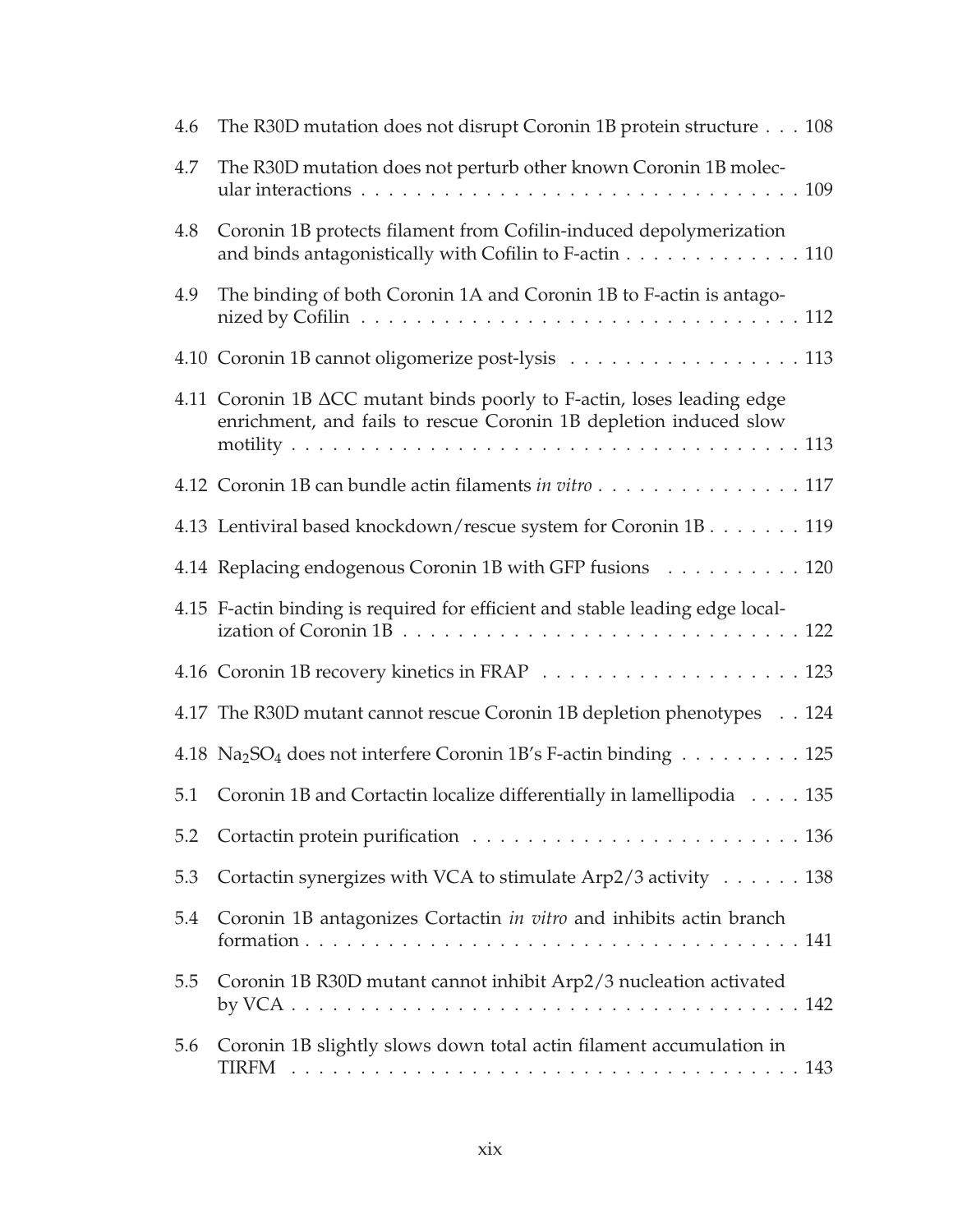4.6 The R30D mutation does not disrupt Coronin 1B protein structure . . . 108

4.7 The R30D mutation does not perturb other known Coronin 1B molecular interactions . . . 109

4.8 Coronin 1B protects filament from Cofilin-induced depolymerization and binds antagonistically with Cofilin to F-actin . . . 110

4.9 The binding of both Coronin 1A and Coronin 1B to F-actin is antagonized by Cofilin . . . 112

4.10 Coronin 1B cannot oligomerize post-lysis . . . 113

4.11 Coronin 1B ΔCC mutant binds poorly to F-actin, loses leading edge enrichment, and fails to rescue Coronin 1B depletion induced slow motility . . . 113

4.12 Coronin 1B can bundle actin filaments *in vitro* . . . 117

4.13 Lentiviral based knockdown/rescue system for Coronin 1B . . . 119

4.14 Replacing endogenous Coronin 1B with GFP fusions . . . 120

4.15 F-actin binding is required for efficient and stable leading edge localization of Coronin 1B . . . 122

4.16 Coronin 1B recovery kinetics in FRAP . . . 123

4.17 The R30D mutant cannot rescue Coronin 1B depletion phenotypes . . . 124

4.18 $Na_2SO_4$ does not interfere Coronin 1B's F-actin binding . . . 125

5.1 Coronin 1B and Cortactin localize differentially in lamellipodia . . . 135

5.2 Cortactin protein purification . . . 136

5.3 Cortactin synergizes with VCA to stimulate Arp2/3 activity . . . 138

5.4 Coronin 1B antagonizes Cortactin *in vitro* and inhibits actin branch formation . . . 141

5.5 Coronin 1B R30D mutant cannot inhibit Arp2/3 nucleation activated by VCA . . . 142

5.6 Coronin 1B slightly slows down total actin filament accumulation in TIRFM . . . 143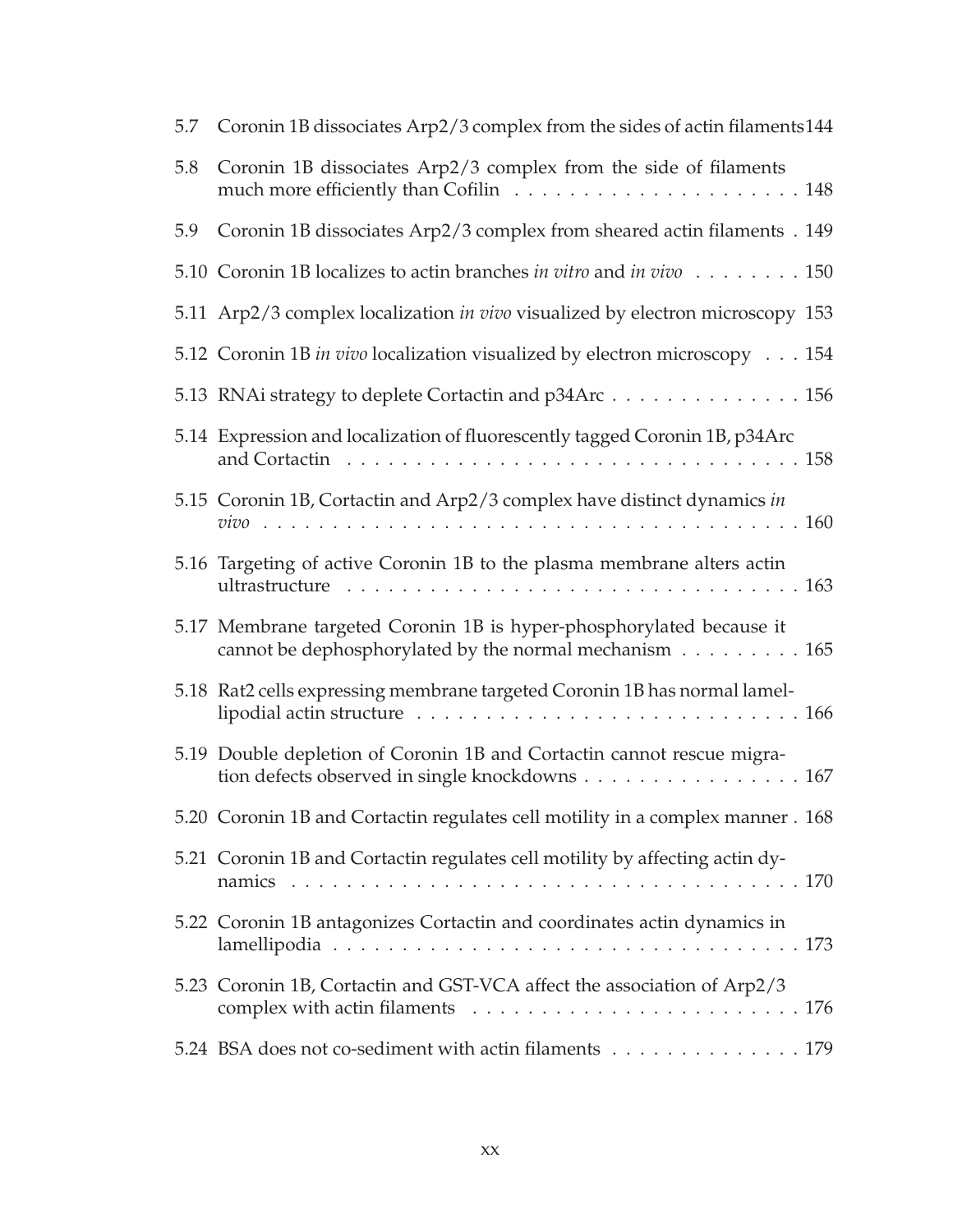5.7 Coronin 1B dissociates Arp2/3 complex from the sides of actin filaments 144

5.8 Coronin 1B dissociates Arp2/3 complex from the side of filaments much more efficiently than Cofilin . . . . . . . . . . . . . . . . . . . . . 148

5.9 Coronin 1B dissociates Arp2/3 complex from sheared actin filaments . 149

5.10 Coronin 1B localizes to actin branches *in vitro* and *in vivo* . . . . . . . . 150

5.11 Arp2/3 complex localization *in vivo* visualized by electron microscopy 153

5.12 Coronin 1B *in vivo* localization visualized by electron microscopy . . . 154

5.13 RNAi strategy to deplete Cortactin and p34Arc . . . . . . . . . . . . . . 156

5.14 Expression and localization of fluorescently tagged Coronin 1B, p34Arc and Cortactin . . . . . . . . . . . . . . . . . . . . . . . . . . . . . . . . . . 158

5.15 Coronin 1B, Cortactin and Arp2/3 complex have distinct dynamics *in vivo* . . . . . . . . . . . . . . . . . . . . . . . . . . . . . . . . . . . . . . . 160

5.16 Targeting of active Coronin 1B to the plasma membrane alters actin ultrastructure . . . . . . . . . . . . . . . . . . . . . . . . . . . . . . . . . 163

5.17 Membrane targeted Coronin 1B is hyper-phosphorylated because it cannot be dephosphorylated by the normal mechanism . . . . . . . . . 165

5.18 Rat2 cells expressing membrane targeted Coronin 1B has normal lamellipodial actin structure . . . . . . . . . . . . . . . . . . . . . . . . . . . 166

5.19 Double depletion of Coronin 1B and Cortactin cannot rescue migration defects observed in single knockdowns . . . . . . . . . . . . . . . . 167

5.20 Coronin 1B and Cortactin regulates cell motility in a complex manner . 168

5.21 Coronin 1B and Cortactin regulates cell motility by affecting actin dynamics . . . . . . . . . . . . . . . . . . . . . . . . . . . . . . . . . . . . . . 170

5.22 Coronin 1B antagonizes Cortactin and coordinates actin dynamics in lamellipodia . . . . . . . . . . . . . . . . . . . . . . . . . . . . . . . . . . . 173

5.23 Coronin 1B, Cortactin and GST-VCA affect the association of Arp2/3 complex with actin filaments . . . . . . . . . . . . . . . . . . . . . . . . 176

5.24 BSA does not co-sediment with actin filaments . . . . . . . . . . . . . . 179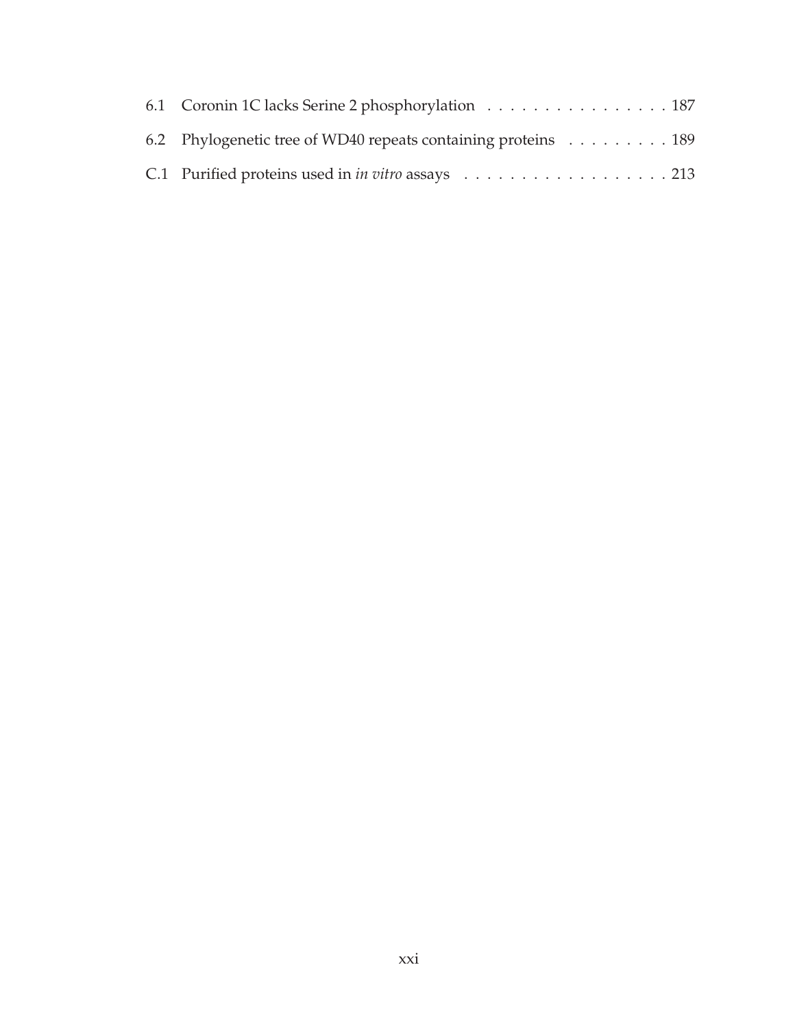6.1 Coronin 1C lacks Serine 2 phosphorylation . . . . . . . . . . . . . . . . 187

6.2 Phylogenetic tree of WD40 repeats containing proteins . . . . . . . . . 189

C.1 Purified proteins used in *in vitro* assays . . . . . . . . . . . . . . . . . . 213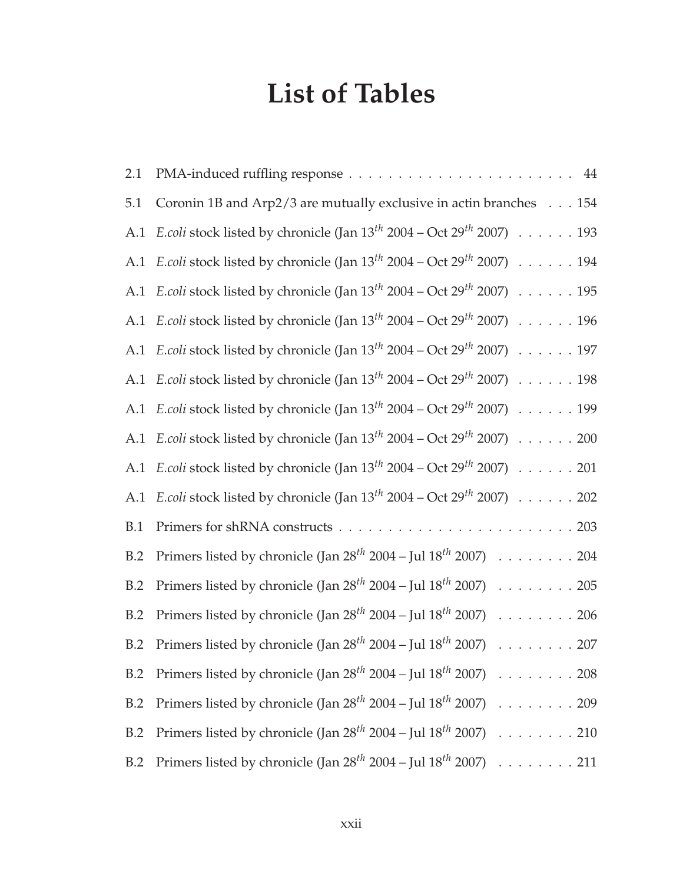# List of Tables

| | | |
|---|---|---|
| 2.1 | PMA-induced ruffling response | 44 |
| 5.1 | Coronin 1B and Arp2/3 are mutually exclusive in actin branches | 154 |
| A.1 | *E.coli* stock listed by chronicle (Jan $13^{th}$ 2004 – Oct $29^{th}$ 2007) | 193 |
| A.1 | *E.coli* stock listed by chronicle (Jan $13^{th}$ 2004 – Oct $29^{th}$ 2007) | 194 |
| A.1 | *E.coli* stock listed by chronicle (Jan $13^{th}$ 2004 – Oct $29^{th}$ 2007) | 195 |
| A.1 | *E.coli* stock listed by chronicle (Jan $13^{th}$ 2004 – Oct $29^{th}$ 2007) | 196 |
| A.1 | *E.coli* stock listed by chronicle (Jan $13^{th}$ 2004 – Oct $29^{th}$ 2007) | 197 |
| A.1 | *E.coli* stock listed by chronicle (Jan $13^{th}$ 2004 – Oct $29^{th}$ 2007) | 198 |
| A.1 | *E.coli* stock listed by chronicle (Jan $13^{th}$ 2004 – Oct $29^{th}$ 2007) | 199 |
| A.1 | *E.coli* stock listed by chronicle (Jan $13^{th}$ 2004 – Oct $29^{th}$ 2007) | 200 |
| A.1 | *E.coli* stock listed by chronicle (Jan $13^{th}$ 2004 – Oct $29^{th}$ 2007) | 201 |
| A.1 | *E.coli* stock listed by chronicle (Jan $13^{th}$ 2004 – Oct $29^{th}$ 2007) | 202 |
| B.1 | Primers for shRNA constructs | 203 |
| B.2 | Primers listed by chronicle (Jan $28^{th}$ 2004 – Jul $18^{th}$ 2007) | 204 |
| B.2 | Primers listed by chronicle (Jan $28^{th}$ 2004 – Jul $18^{th}$ 2007) | 205 |
| B.2 | Primers listed by chronicle (Jan $28^{th}$ 2004 – Jul $18^{th}$ 2007) | 206 |
| B.2 | Primers listed by chronicle (Jan $28^{th}$ 2004 – Jul $18^{th}$ 2007) | 207 |
| B.2 | Primers listed by chronicle (Jan $28^{th}$ 2004 – Jul $18^{th}$ 2007) | 208 |
| B.2 | Primers listed by chronicle (Jan $28^{th}$ 2004 – Jul $18^{th}$ 2007) | 209 |
| B.2 | Primers listed by chronicle (Jan $28^{th}$ 2004 – Jul $18^{th}$ 2007) | 210 |
| B.2 | Primers listed by chronicle (Jan $28^{th}$ 2004 – Jul $18^{th}$ 2007) | 211 |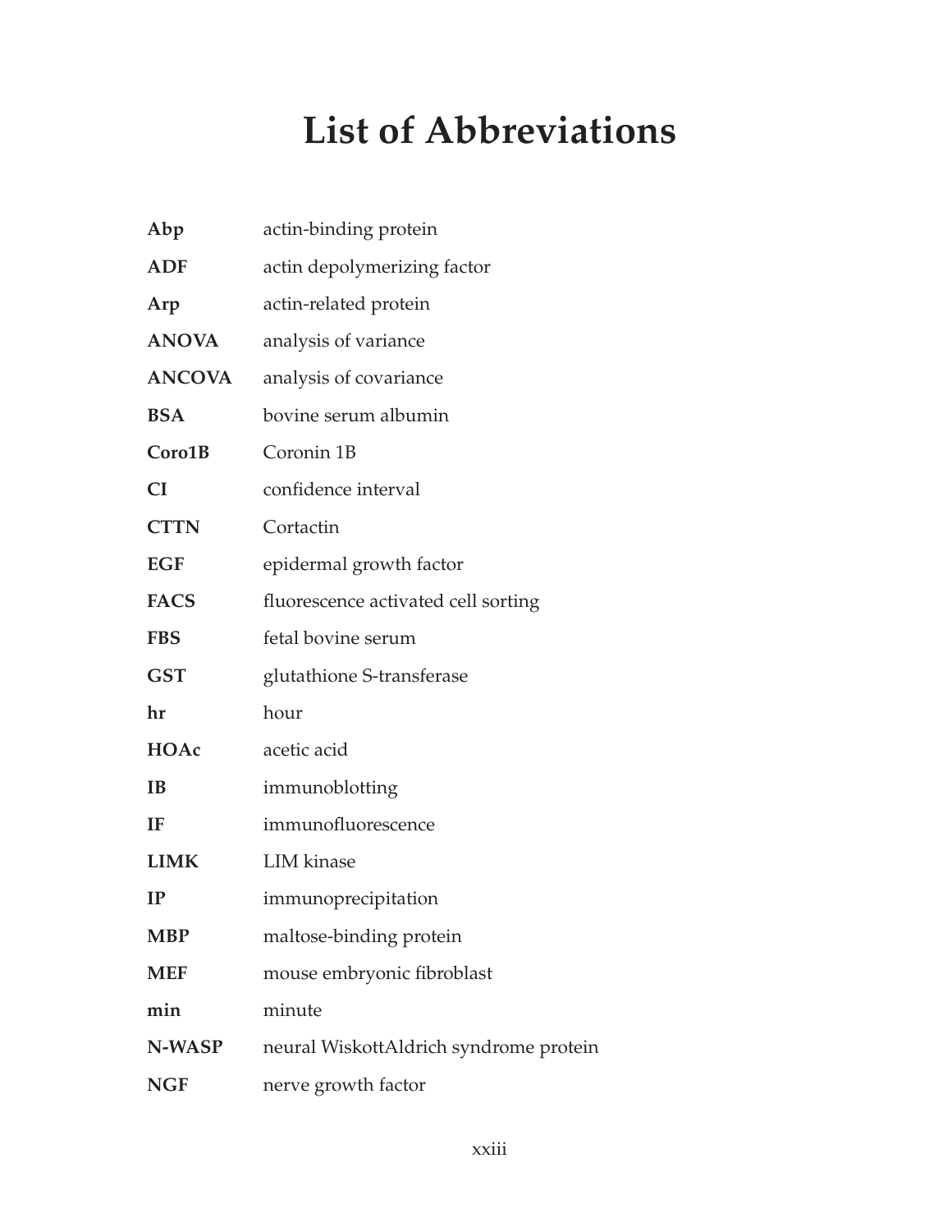# List of Abbreviations

| | |
|---|---|
| **Abp** | actin-binding protein |
| **ADF** | actin depolymerizing factor |
| **Arp** | actin-related protein |
| **ANOVA** | analysis of variance |
| **ANCOVA** | analysis of covariance |
| **BSA** | bovine serum albumin |
| **Coro1B** | Coronin 1B |
| **CI** | confidence interval |
| **CTTN** | Cortactin |
| **EGF** | epidermal growth factor |
| **FACS** | fluorescence activated cell sorting |
| **FBS** | fetal bovine serum |
| **GST** | glutathione S-transferase |
| **hr** | hour |
| **HOAc** | acetic acid |
| **IB** | immunoblotting |
| **IF** | immunofluorescence |
| **LIMK** | LIM kinase |
| **IP** | immunoprecipitation |
| **MBP** | maltose-binding protein |
| **MEF** | mouse embryonic fibroblast |
| **min** | minute |
| **N-WASP** | neural WiskottAldrich syndrome protein |
| **NGF** | nerve growth factor |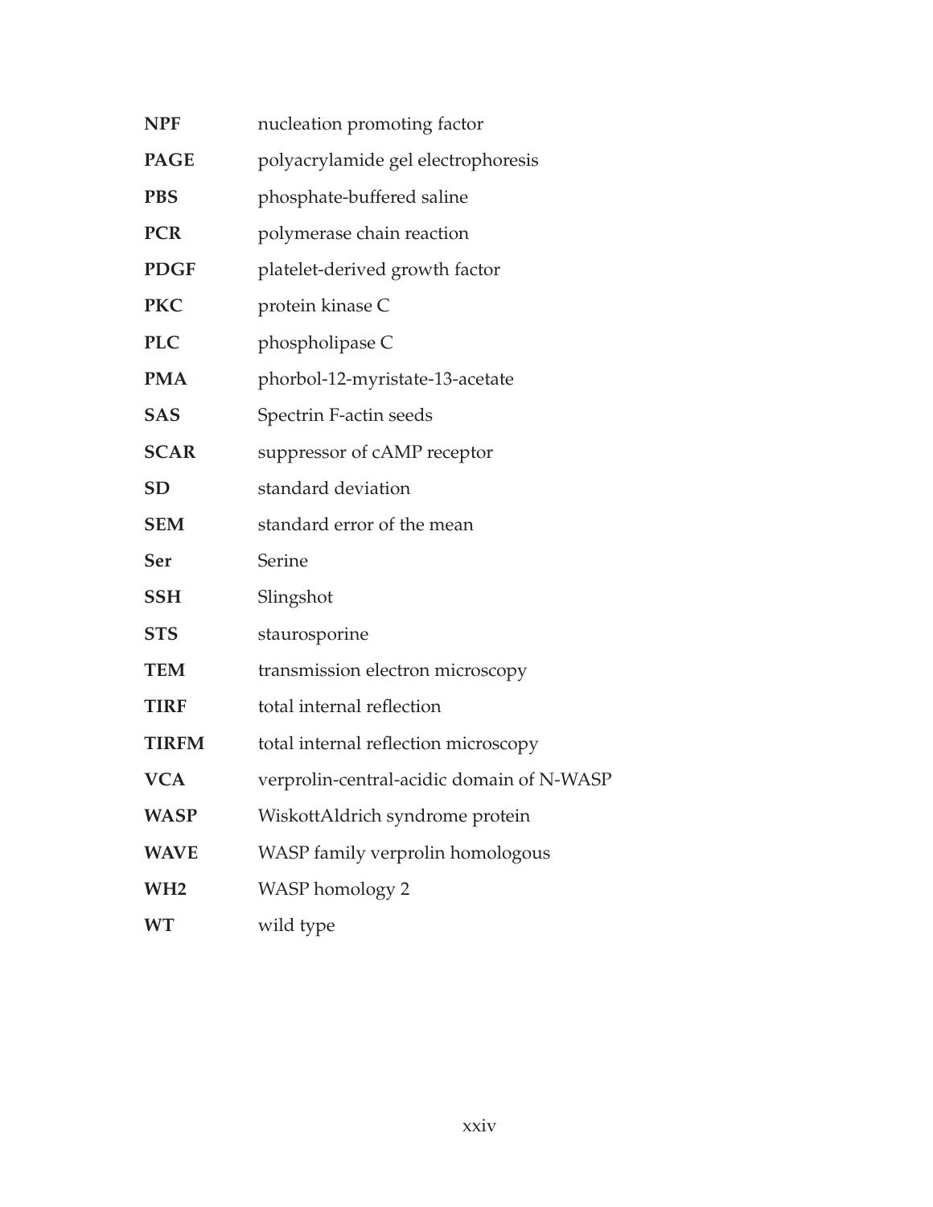| | |
|---|---|
| **NPF** | nucleation promoting factor |
| **PAGE** | polyacrylamide gel electrophoresis |
| **PBS** | phosphate-buffered saline |
| **PCR** | polymerase chain reaction |
| **PDGF** | platelet-derived growth factor |
| **PKC** | protein kinase C |
| **PLC** | phospholipase C |
| **PMA** | phorbol-12-myristate-13-acetate |
| **SAS** | Spectrin F-actin seeds |
| **SCAR** | suppressor of cAMP receptor |
| **SD** | standard deviation |
| **SEM** | standard error of the mean |
| **Ser** | Serine |
| **SSH** | Slingshot |
| **STS** | staurosporine |
| **TEM** | transmission electron microscopy |
| **TIRF** | total internal reflection |
| **TIRFM** | total internal reflection microscopy |
| **VCA** | verprolin-central-acidic domain of N-WASP |
| **WASP** | WiskottAldrich syndrome protein |
| **WAVE** | WASP family verprolin homologous |
| **WH2** | WASP homology 2 |
| **WT** | wild type |